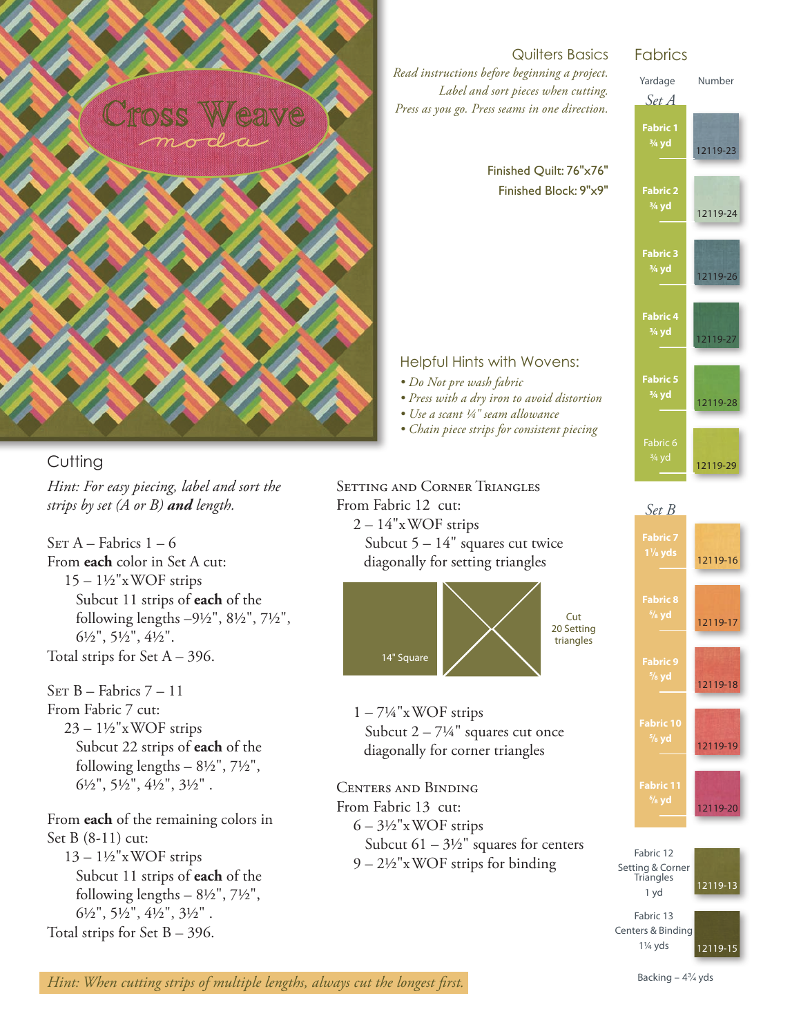# Cross Weave

moda

## Quilters Basics

*Read instructions before beginning a project.*
*Label and sort pieces when cutting.*
*Press as you go. Press seams in one direction.*

Finished Quilt: 76"x76"
Finished Block: 9"x9"

## Helpful Hints with Wovens:

- *Do Not pre wash fabric*
- *Press with a dry iron to avoid distortion*
- *Use a scant ¼" seam allowance*
- *Chain piece strips for consistent piecing*

## Fabrics

| Yardage | Number |
|---|---|
| *Set A* | |
| Fabric 1 ¾ yd | 12119-23 |
| Fabric 2 ¾ yd | 12119-24 |
| Fabric 3 ¾ yd | 12119-26 |
| Fabric 4 ¾ yd | 12119-27 |
| Fabric 5 ¾ yd | 12119-28 |
| Fabric 6 ¾ yd | 12119-29 |
| *Set B* | |
| Fabric 7 1⅛ yds | 12119-16 |
| Fabric 8 ⅝ yd | 12119-17 |
| Fabric 9 ⅝ yd | 12119-18 |
| Fabric 10 ⅝ yd | 12119-19 |
| Fabric 11 ⅝ yd | 12119-20 |
| Fabric 12 Setting & Corner Triangles 1 yd | 12119-13 |
| Fabric 13 Centers & Binding 1¼ yds | 12119-15 |

Backing – 4¾ yds

## Cutting

*Hint: For easy piecing, label and sort the strips by set (A or B) **and** length.*

SET A – Fabrics 1 – 6
From **each** color in Set A cut:
15 – 1½"x WOF strips
Subcut 11 strips of **each** of the following lengths –9½", 8½", 7½", 6½", 5½", 4½".
Total strips for Set A – 396.

SET B – Fabrics 7 – 11
From Fabric 7 cut:
23 – 1½"x WOF strips
Subcut 22 strips of **each** of the following lengths – 8½", 7½", 6½", 5½", 4½", 3½" .

From **each** of the remaining colors in Set B (8-11) cut:
13 – 1½"x WOF strips
Subcut 11 strips of **each** of the following lengths – 8½", 7½", 6½", 5½", 4½", 3½" .
Total strips for Set B – 396.

SETTING AND CORNER TRIANGLES
From Fabric 12 cut:
2 – 14"x WOF strips
Subcut 5 – 14" squares cut twice diagonally for setting triangles

14" Square

Cut 20 Setting triangles

1 – 7¼"x WOF strips
Subcut 2 – 7¼" squares cut once diagonally for corner triangles

CENTERS AND BINDING
From Fabric 13 cut:
6 – 3½"x WOF strips
Subcut 61 – 3½" squares for centers
9 – 2½"x WOF strips for binding

*Hint: When cutting strips of multiple lengths, always cut the longest first.*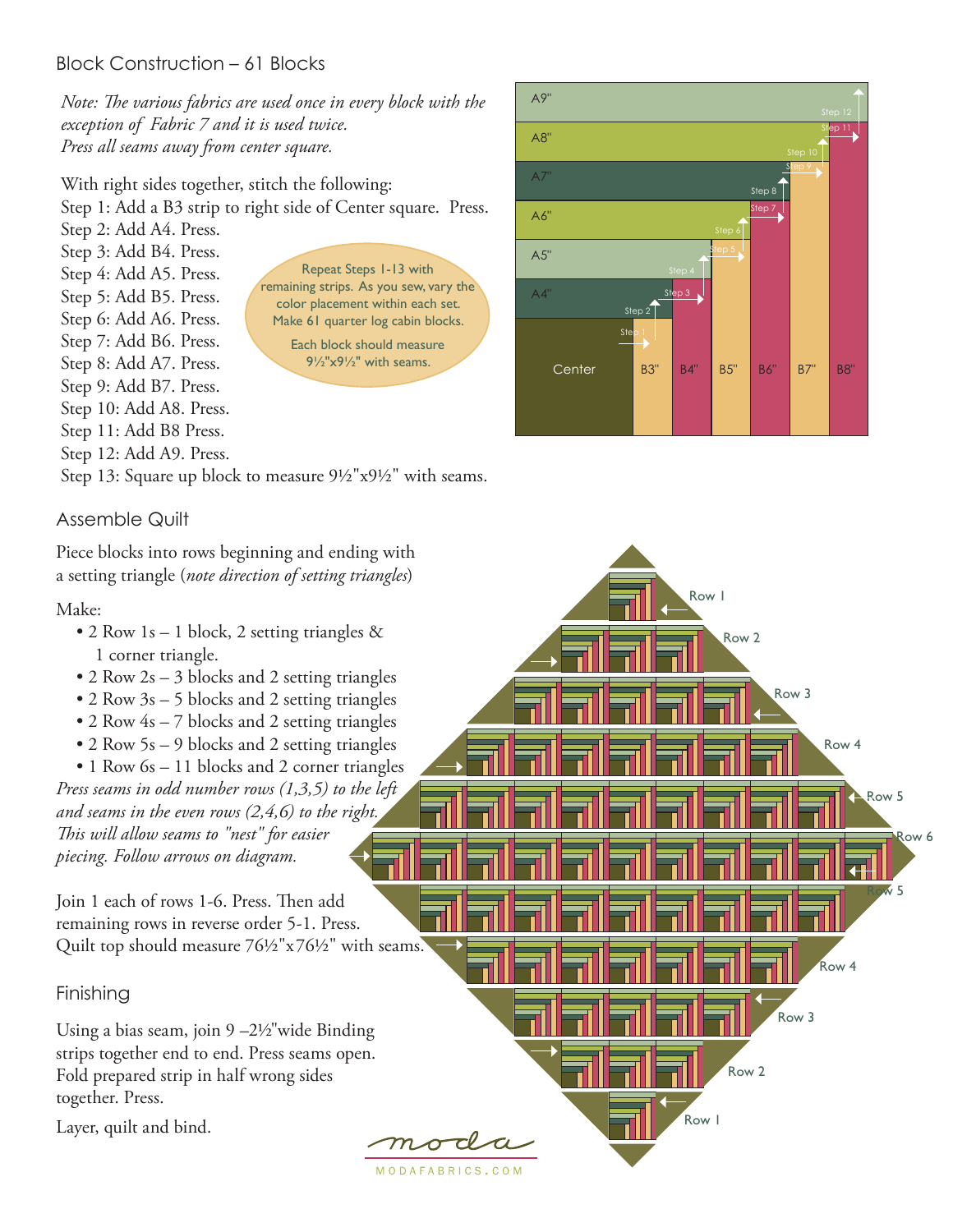## Block Construction – 61 Blocks

*Note: The various fabrics are used once in every block with the exception of Fabric 7 and it is used twice.*
*Press all seams away from center square.*

With right sides together, stitch the following:
Step 1: Add a B3 strip to right side of Center square. Press.
Step 2: Add A4. Press.
Step 3: Add B4. Press.
Step 4: Add A5. Press.
Step 5: Add B5. Press.
Step 6: Add A6. Press.
Step 7: Add B6. Press.
Step 8: Add A7. Press.
Step 9: Add B7. Press.
Step 10: Add A8. Press.
Step 11: Add B8 Press.
Step 12: Add A9. Press.
Step 13: Square up block to measure 9½"x9½" with seams.

Repeat Steps 1-13 with remaining strips. As you sew, vary the color placement within each set. Make 61 quarter log cabin blocks.

Each block should measure 9½"x9½" with seams.

A9"
A8"
A7"
A6"
A5"
A4"
Center
B3" B4" B5" B6" B7" B8"
Step 1 Step 2 Step 3 Step 4 Step 5 Step 6 Step 7 Step 8 Step 9 Step 10 Step 11 Step 12

## Assemble Quilt

Piece blocks into rows beginning and ending with a setting triangle (*note direction of setting triangles*)

Make:

- 2 Row 1s – 1 block, 2 setting triangles & 1 corner triangle.
- 2 Row 2s – 3 blocks and 2 setting triangles
- 2 Row 3s – 5 blocks and 2 setting triangles
- 2 Row 4s – 7 blocks and 2 setting triangles
- 2 Row 5s – 9 blocks and 2 setting triangles
- 1 Row 6s – 11 blocks and 2 corner triangles

*Press seams in odd number rows (1,3,5) to the left and seams in the even rows (2,4,6) to the right. This will allow seams to "nest" for easier piecing. Follow arrows on diagram.*

Join 1 each of rows 1-6. Press. Then add remaining rows in reverse order 5-1. Press.
Quilt top should measure 76½"x76½" with seams.

Row 1
Row 2
Row 3
Row 4
Row 5
Row 6
Row 5
Row 4
Row 3
Row 2
Row 1

## Finishing

Using a bias seam, join 9 –2½"wide Binding strips together end to end. Press seams open. Fold prepared strip in half wrong sides together. Press.

Layer, quilt and bind.

moda
MODAFABRICS.COM